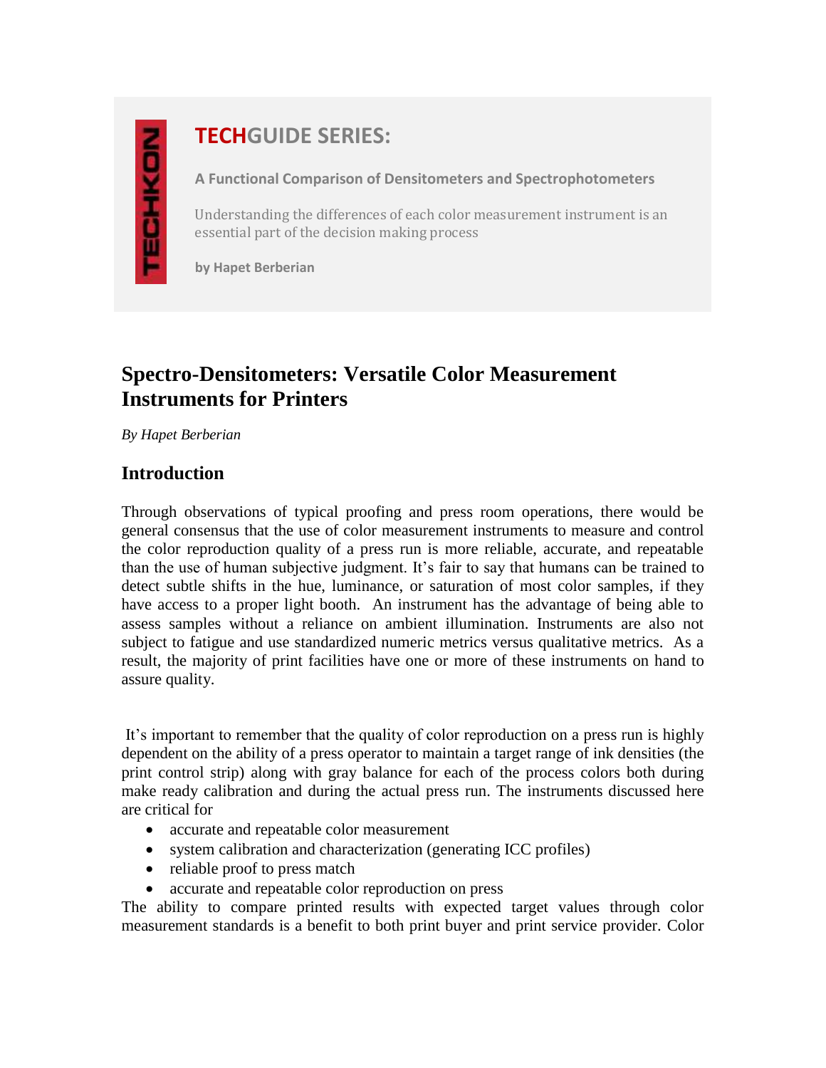TECHKON

## TECHGUIDE SERIES:

**A Functional Comparison of Densitometers and Spectrophotometers**

Understanding the differences of each color measurement instrument is an essential part of the decision making process

**by Hapet Berberian**

# Spectro-Densitometers: Versatile Color Measurement Instruments for Printers

*By Hapet Berberian*

## Introduction

Through observations of typical proofing and press room operations, there would be general consensus that the use of color measurement instruments to measure and control the color reproduction quality of a press run is more reliable, accurate, and repeatable than the use of human subjective judgment. It's fair to say that humans can be trained to detect subtle shifts in the hue, luminance, or saturation of most color samples, if they have access to a proper light booth. An instrument has the advantage of being able to assess samples without a reliance on ambient illumination. Instruments are also not subject to fatigue and use standardized numeric metrics versus qualitative metrics. As a result, the majority of print facilities have one or more of these instruments on hand to assure quality.

It's important to remember that the quality of color reproduction on a press run is highly dependent on the ability of a press operator to maintain a target range of ink densities (the print control strip) along with gray balance for each of the process colors both during make ready calibration and during the actual press run. The instruments discussed here are critical for

- accurate and repeatable color measurement
- system calibration and characterization (generating ICC profiles)
- reliable proof to press match
- accurate and repeatable color reproduction on press

The ability to compare printed results with expected target values through color measurement standards is a benefit to both print buyer and print service provider. Color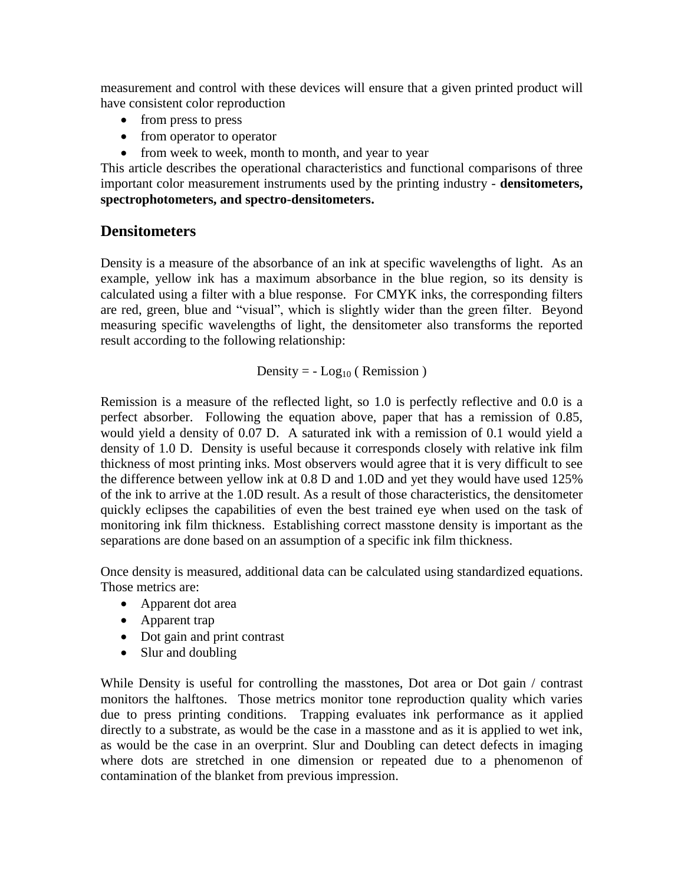measurement and control with these devices will ensure that a given printed product will have consistent color reproduction

- from press to press
- from operator to operator
- from week to week, month to month, and year to year

This article describes the operational characteristics and functional comparisons of three important color measurement instruments used by the printing industry - **densitometers, spectrophotometers, and spectro-densitometers.**

## Densitometers

Density is a measure of the absorbance of an ink at specific wavelengths of light. As an example, yellow ink has a maximum absorbance in the blue region, so its density is calculated using a filter with a blue response. For CMYK inks, the corresponding filters are red, green, blue and "visual", which is slightly wider than the green filter. Beyond measuring specific wavelengths of light, the densitometer also transforms the reported result according to the following relationship:

$$\text{Density} = -\text{Log}_{10}(\text{Remission})$$

Remission is a measure of the reflected light, so 1.0 is perfectly reflective and 0.0 is a perfect absorber. Following the equation above, paper that has a remission of 0.85, would yield a density of 0.07 D. A saturated ink with a remission of 0.1 would yield a density of 1.0 D. Density is useful because it corresponds closely with relative ink film thickness of most printing inks. Most observers would agree that it is very difficult to see the difference between yellow ink at 0.8 D and 1.0D and yet they would have used 125% of the ink to arrive at the 1.0D result. As a result of those characteristics, the densitometer quickly eclipses the capabilities of even the best trained eye when used on the task of monitoring ink film thickness. Establishing correct masstone density is important as the separations are done based on an assumption of a specific ink film thickness.

Once density is measured, additional data can be calculated using standardized equations. Those metrics are:

- Apparent dot area
- Apparent trap
- Dot gain and print contrast
- Slur and doubling

While Density is useful for controlling the masstones, Dot area or Dot gain / contrast monitors the halftones. Those metrics monitor tone reproduction quality which varies due to press printing conditions. Trapping evaluates ink performance as it applied directly to a substrate, as would be the case in a masstone and as it is applied to wet ink, as would be the case in an overprint. Slur and Doubling can detect defects in imaging where dots are stretched in one dimension or repeated due to a phenomenon of contamination of the blanket from previous impression.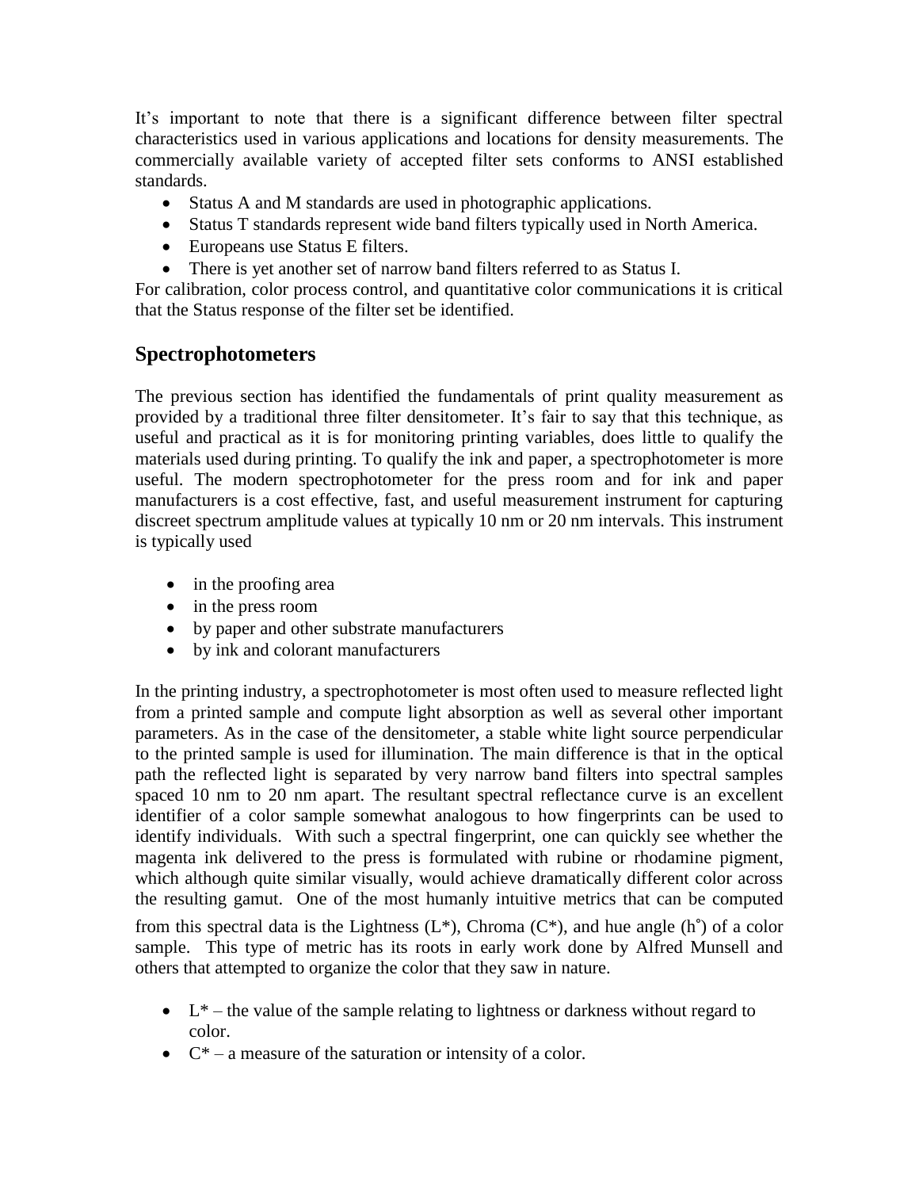It’s important to note that there is a significant difference between filter spectral characteristics used in various applications and locations for density measurements. The commercially available variety of accepted filter sets conforms to ANSI established standards.

- Status A and M standards are used in photographic applications.
- Status T standards represent wide band filters typically used in North America.
- Europeans use Status E filters.
- There is yet another set of narrow band filters referred to as Status I.

For calibration, color process control, and quantitative color communications it is critical that the Status response of the filter set be identified.

## Spectrophotometers

The previous section has identified the fundamentals of print quality measurement as provided by a traditional three filter densitometer. It’s fair to say that this technique, as useful and practical as it is for monitoring printing variables, does little to qualify the materials used during printing. To qualify the ink and paper, a spectrophotometer is more useful. The modern spectrophotometer for the press room and for ink and paper manufacturers is a cost effective, fast, and useful measurement instrument for capturing discreet spectrum amplitude values at typically 10 nm or 20 nm intervals. This instrument is typically used

- in the proofing area
- in the press room
- by paper and other substrate manufacturers
- by ink and colorant manufacturers

In the printing industry, a spectrophotometer is most often used to measure reflected light from a printed sample and compute light absorption as well as several other important parameters. As in the case of the densitometer, a stable white light source perpendicular to the printed sample is used for illumination. The main difference is that in the optical path the reflected light is separated by very narrow band filters into spectral samples spaced 10 nm to 20 nm apart. The resultant spectral reflectance curve is an excellent identifier of a color sample somewhat analogous to how fingerprints can be used to identify individuals. With such a spectral fingerprint, one can quickly see whether the magenta ink delivered to the press is formulated with rubine or rhodamine pigment, which although quite similar visually, would achieve dramatically different color across the resulting gamut. One of the most humanly intuitive metrics that can be computed from this spectral data is the Lightness (L*), Chroma (C*), and hue angle (h˚) of a color sample. This type of metric has its roots in early work done by Alfred Munsell and others that attempted to organize the color that they saw in nature.

- L* – the value of the sample relating to lightness or darkness without regard to color.
- C* – a measure of the saturation or intensity of a color.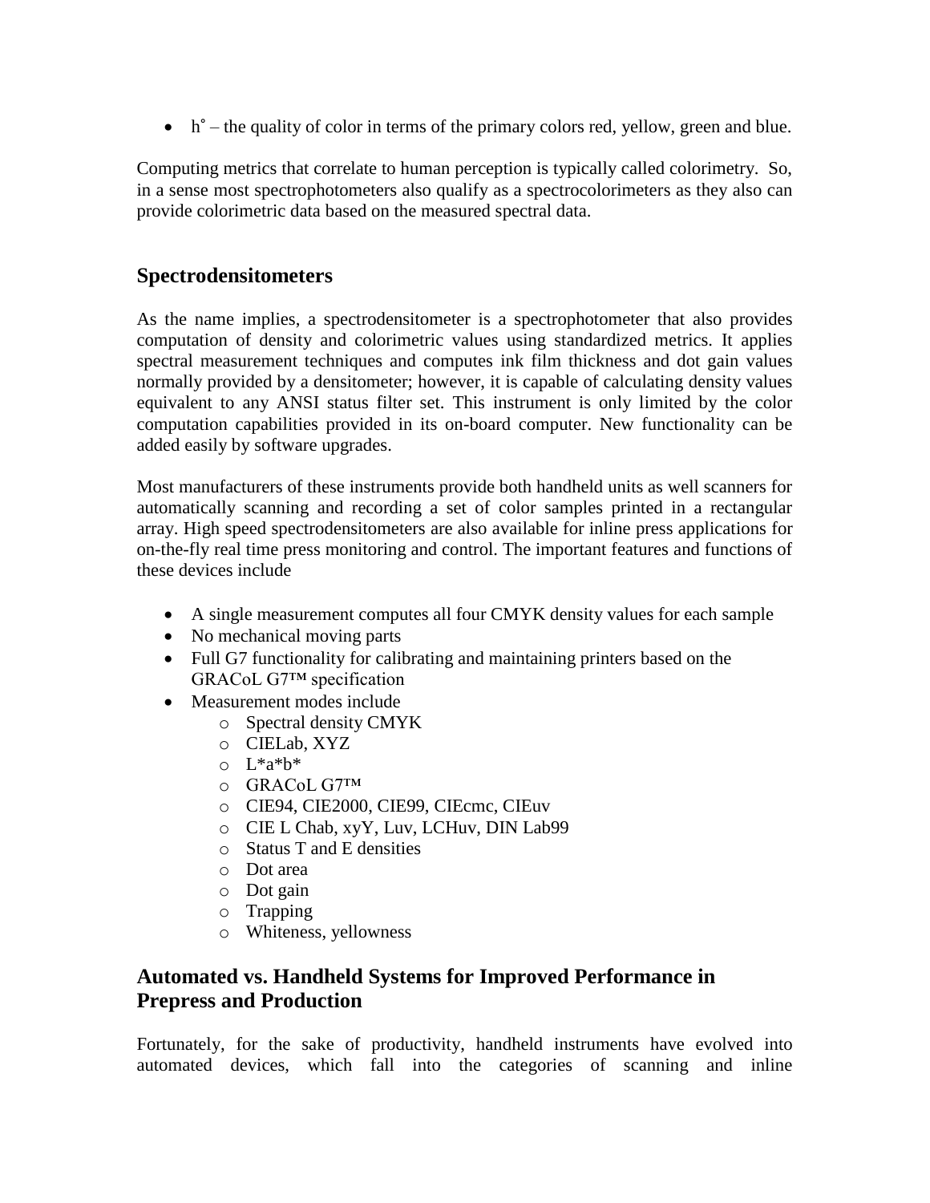- h˚ – the quality of color in terms of the primary colors red, yellow, green and blue.

Computing metrics that correlate to human perception is typically called colorimetry. So, in a sense most spectrophotometers also qualify as a spectrocolorimeters as they also can provide colorimetric data based on the measured spectral data.

## Spectrodensitometers

As the name implies, a spectrodensitometer is a spectrophotometer that also provides computation of density and colorimetric values using standardized metrics. It applies spectral measurement techniques and computes ink film thickness and dot gain values normally provided by a densitometer; however, it is capable of calculating density values equivalent to any ANSI status filter set. This instrument is only limited by the color computation capabilities provided in its on-board computer. New functionality can be added easily by software upgrades.

Most manufacturers of these instruments provide both handheld units as well scanners for automatically scanning and recording a set of color samples printed in a rectangular array. High speed spectrodensitometers are also available for inline press applications for on-the-fly real time press monitoring and control. The important features and functions of these devices include

- A single measurement computes all four CMYK density values for each sample
- No mechanical moving parts
- Full G7 functionality for calibrating and maintaining printers based on the GRACoL G7™ specification
- Measurement modes include
  - Spectral density CMYK
  - CIELab, XYZ
  - L*a*b*
  - GRACoL G7™
  - CIE94, CIE2000, CIE99, CIEcmc, CIEuv
  - CIE L Chab, xyY, Luv, LCHuv, DIN Lab99
  - Status T and E densities
  - Dot area
  - Dot gain
  - Trapping
  - Whiteness, yellowness

## Automated vs. Handheld Systems for Improved Performance in Prepress and Production

Fortunately, for the sake of productivity, handheld instruments have evolved into automated devices, which fall into the categories of scanning and inline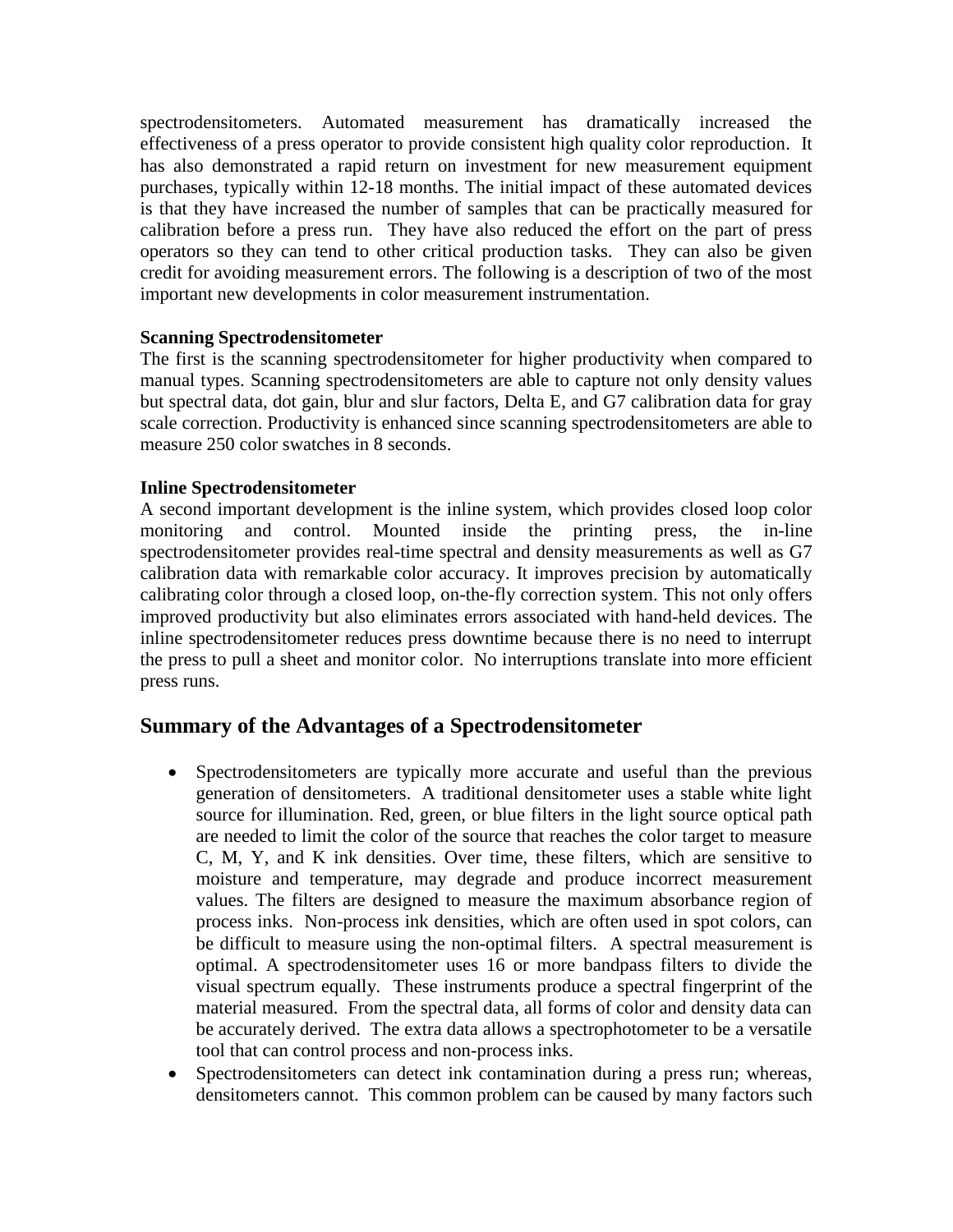spectrodensitometers. Automated measurement has dramatically increased the effectiveness of a press operator to provide consistent high quality color reproduction. It has also demonstrated a rapid return on investment for new measurement equipment purchases, typically within 12-18 months. The initial impact of these automated devices is that they have increased the number of samples that can be practically measured for calibration before a press run. They have also reduced the effort on the part of press operators so they can tend to other critical production tasks. They can also be given credit for avoiding measurement errors. The following is a description of two of the most important new developments in color measurement instrumentation.

**Scanning Spectrodensitometer**

The first is the scanning spectrodensitometer for higher productivity when compared to manual types. Scanning spectrodensitometers are able to capture not only density values but spectral data, dot gain, blur and slur factors, Delta E, and G7 calibration data for gray scale correction. Productivity is enhanced since scanning spectrodensitometers are able to measure 250 color swatches in 8 seconds.

**Inline Spectrodensitometer**

A second important development is the inline system, which provides closed loop color monitoring and control. Mounted inside the printing press, the in-line spectrodensitometer provides real-time spectral and density measurements as well as G7 calibration data with remarkable color accuracy. It improves precision by automatically calibrating color through a closed loop, on-the-fly correction system. This not only offers improved productivity but also eliminates errors associated with hand-held devices. The inline spectrodensitometer reduces press downtime because there is no need to interrupt the press to pull a sheet and monitor color. No interruptions translate into more efficient press runs.

## Summary of the Advantages of a Spectrodensitometer

- Spectrodensitometers are typically more accurate and useful than the previous generation of densitometers. A traditional densitometer uses a stable white light source for illumination. Red, green, or blue filters in the light source optical path are needed to limit the color of the source that reaches the color target to measure C, M, Y, and K ink densities. Over time, these filters, which are sensitive to moisture and temperature, may degrade and produce incorrect measurement values. The filters are designed to measure the maximum absorbance region of process inks. Non-process ink densities, which are often used in spot colors, can be difficult to measure using the non-optimal filters. A spectral measurement is optimal. A spectrodensitometer uses 16 or more bandpass filters to divide the visual spectrum equally. These instruments produce a spectral fingerprint of the material measured. From the spectral data, all forms of color and density data can be accurately derived. The extra data allows a spectrophotometer to be a versatile tool that can control process and non-process inks.
- Spectrodensitometers can detect ink contamination during a press run; whereas, densitometers cannot. This common problem can be caused by many factors such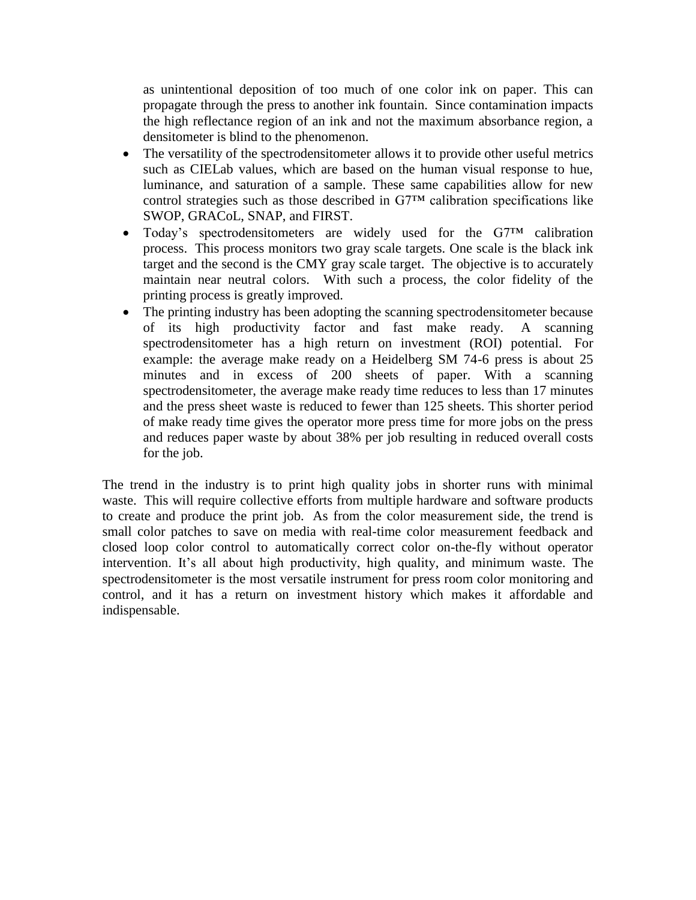as unintentional deposition of too much of one color ink on paper. This can propagate through the press to another ink fountain. Since contamination impacts the high reflectance region of an ink and not the maximum absorbance region, a densitometer is blind to the phenomenon.

- The versatility of the spectrodensitometer allows it to provide other useful metrics such as CIELab values, which are based on the human visual response to hue, luminance, and saturation of a sample. These same capabilities allow for new control strategies such as those described in G7™ calibration specifications like SWOP, GRACoL, SNAP, and FIRST.
- Today's spectrodensitometers are widely used for the G7™ calibration process. This process monitors two gray scale targets. One scale is the black ink target and the second is the CMY gray scale target. The objective is to accurately maintain near neutral colors. With such a process, the color fidelity of the printing process is greatly improved.
- The printing industry has been adopting the scanning spectrodensitometer because of its high productivity factor and fast make ready. A scanning spectrodensitometer has a high return on investment (ROI) potential. For example: the average make ready on a Heidelberg SM 74-6 press is about 25 minutes and in excess of 200 sheets of paper. With a scanning spectrodensitometer, the average make ready time reduces to less than 17 minutes and the press sheet waste is reduced to fewer than 125 sheets. This shorter period of make ready time gives the operator more press time for more jobs on the press and reduces paper waste by about 38% per job resulting in reduced overall costs for the job.

The trend in the industry is to print high quality jobs in shorter runs with minimal waste. This will require collective efforts from multiple hardware and software products to create and produce the print job. As from the color measurement side, the trend is small color patches to save on media with real-time color measurement feedback and closed loop color control to automatically correct color on-the-fly without operator intervention. It's all about high productivity, high quality, and minimum waste. The spectrodensitometer is the most versatile instrument for press room color monitoring and control, and it has a return on investment history which makes it affordable and indispensable.